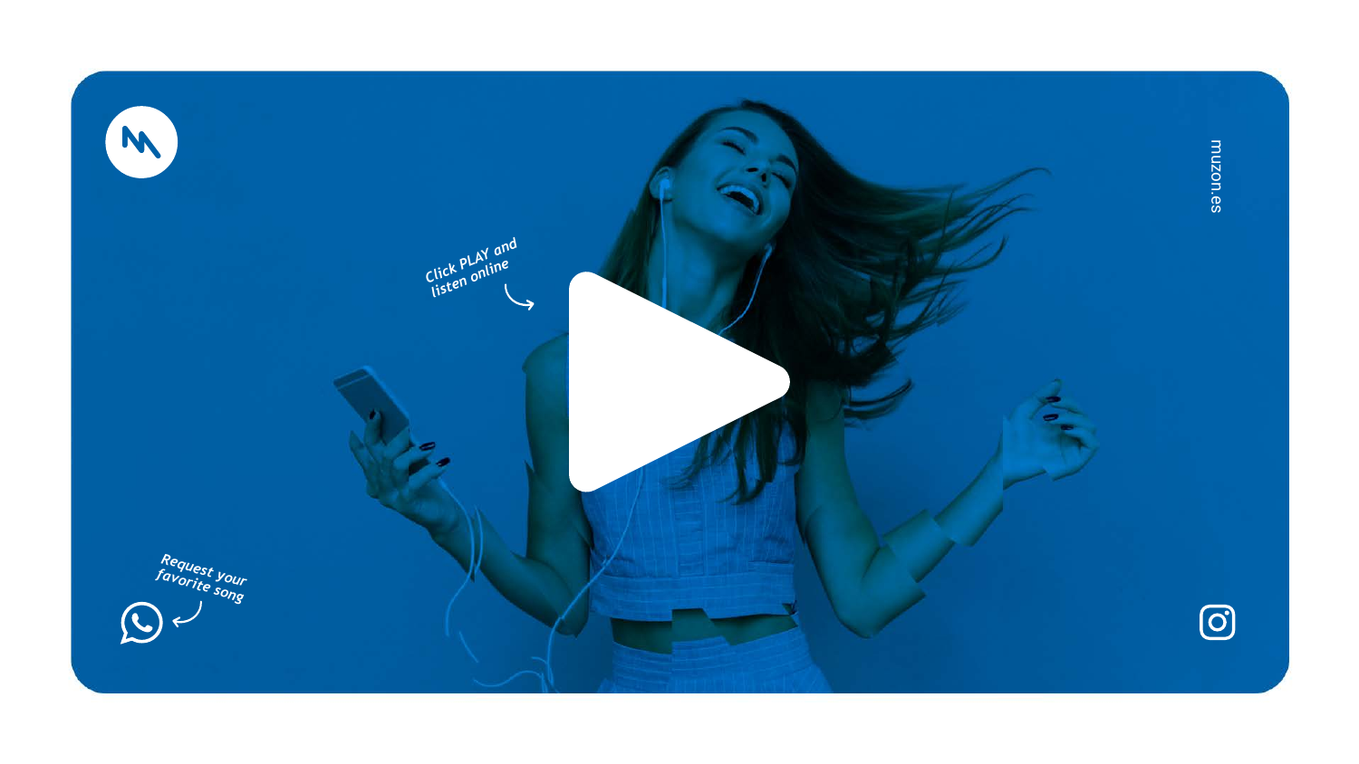Click PLAY and listen online

muzon.es

Request your favorite song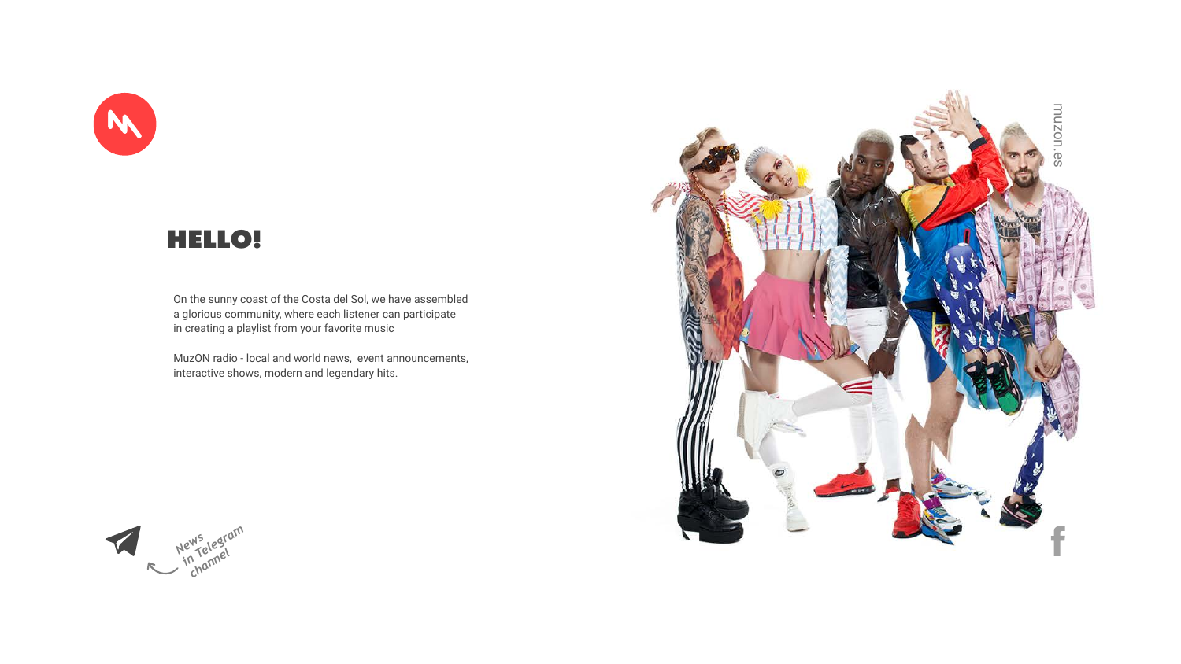# HELLO!

On the sunny coast of the Costa del Sol, we have assembled a glorious community, where each listener can participate in creating a playlist from your favorite music

MuzON radio - local and world news, event announcements, interactive shows, modern and legendary hits.

News in Telegram channel

muzon.es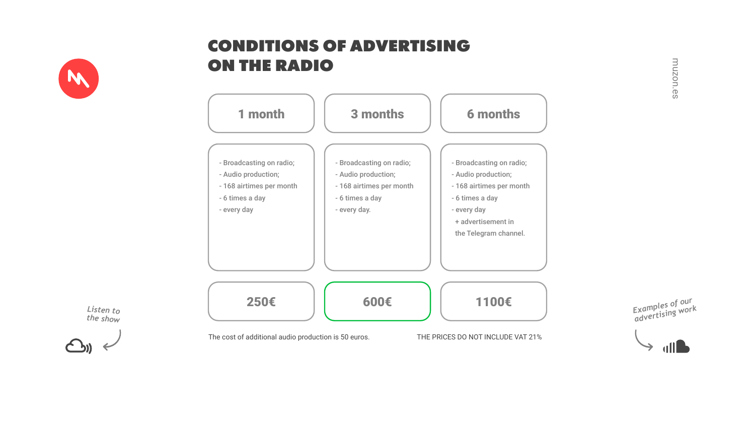# CONDITIONS OF ADVERTISING ON THE RADIO

| 1 month | 3 months | 6 months |
| --- | --- | --- |
| - Broadcasting on radio;<br>- Audio production;<br>- 168 airtimes per month<br>- 6 times a day<br>- every day | - Broadcasting on radio;<br>- Audio production;<br>- 168 airtimes per month<br>- 6 times a day<br>- every day. | - Broadcasting on radio;<br>- Audio production;<br>- 168 airtimes per month<br>- 6 times a day<br>- every day<br>+ advertisement in the Telegram channel. |
| 250€ | 600€ | 1100€ |

The cost of additional audio production is 50 euros.

THE PRICES DO NOT INCLUDE VAT 21%

Listen to the show

Examples of our advertising work

muzon.es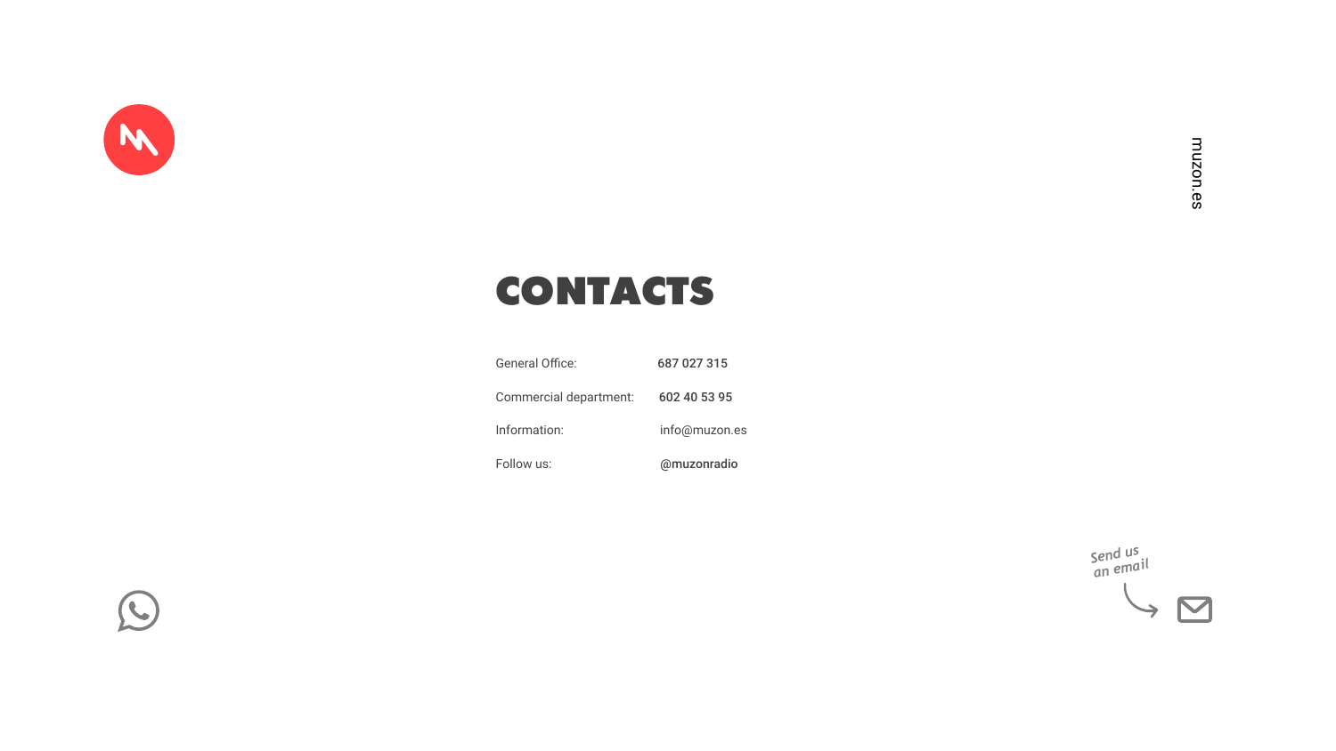muzon.es

# CONTACTS

| | |
|---|---|
| General Office: | **687 027 315** |
| Commercial department: | **602 40 53 95** |
| Information: | info@muzon.es |
| Follow us: | **@muzonradio** |

Send us an email